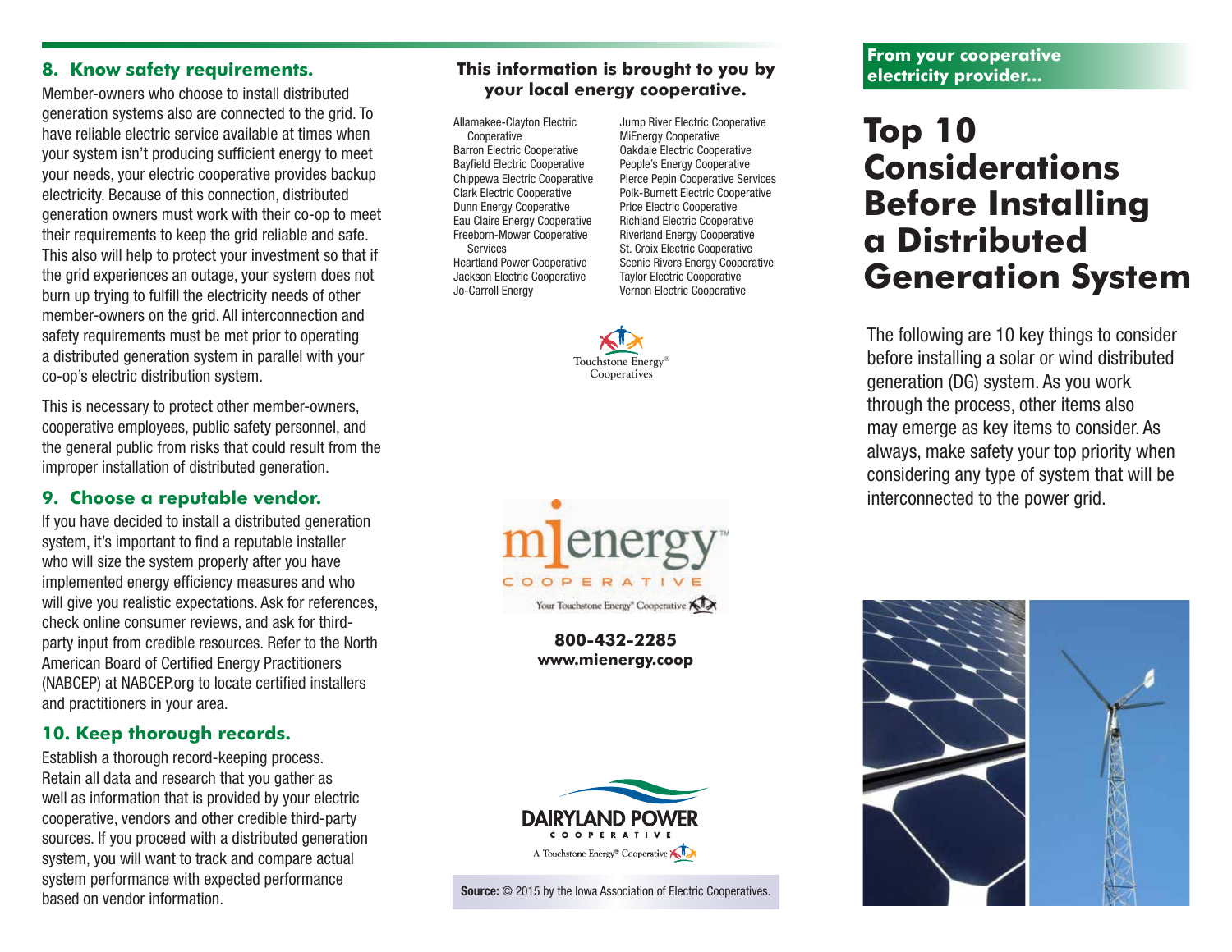## 8. Know safety requirements.

Member-owners who choose to install distributed generation systems also are connected to the grid. To have reliable electric service available at times when your system isn't producing sufficient energy to meet your needs, your electric cooperative provides backup electricity. Because of this connection, distributed generation owners must work with their co-op to meet their requirements to keep the grid reliable and safe. This also will help to protect your investment so that if the grid experiences an outage, your system does not burn up trying to fulfill the electricity needs of other member-owners on the grid. All interconnection and safety requirements must be met prior to operating a distributed generation system in parallel with your co-op's electric distribution system.

This is necessary to protect other member-owners, cooperative employees, public safety personnel, and the general public from risks that could result from the improper installation of distributed generation.

## 9. Choose a reputable vendor.

If you have decided to install a distributed generation system, it's important to find a reputable installer who will size the system properly after you have implemented energy efficiency measures and who will give you realistic expectations. Ask for references, check online consumer reviews, and ask for third-party input from credible resources. Refer to the North American Board of Certified Energy Practitioners (NABCEP) at NABCEP.org to locate certified installers and practitioners in your area.

## 10. Keep thorough records.

Establish a thorough record-keeping process. Retain all data and research that you gather as well as information that is provided by your electric cooperative, vendors and other credible third-party sources. If you proceed with a distributed generation system, you will want to track and compare actual system performance with expected performance based on vendor information.

**This information is brought to you by your local energy cooperative.**

Allamakee-Clayton Electric Cooperative
Barron Electric Cooperative
Bayfield Electric Cooperative
Chippewa Electric Cooperative
Clark Electric Cooperative
Dunn Energy Cooperative
Eau Claire Energy Cooperative
Freeborn-Mower Cooperative Services
Heartland Power Cooperative
Jackson Electric Cooperative
Jo-Carroll Energy
Jump River Electric Cooperative
MiEnergy Cooperative
Oakdale Electric Cooperative
People's Energy Cooperative
Pierce Pepin Cooperative Services
Polk-Burnett Electric Cooperative
Price Electric Cooperative
Richland Electric Cooperative
Riverland Energy Cooperative
St. Croix Electric Cooperative
Scenic Rivers Energy Cooperative
Taylor Electric Cooperative
Vernon Electric Cooperative

Touchstone Energy® Cooperatives

mienergy COOPERATIVE
Your Touchstone Energy® Cooperative

**800-432-2285**
**www.mienergy.coop**

DAIRYLAND POWER COOPERATIVE
A Touchstone Energy® Cooperative

**Source:** © 2015 by the Iowa Association of Electric Cooperatives.

**From your cooperative electricity provider...**

# Top 10 Considerations Before Installing a Distributed Generation System

The following are 10 key things to consider before installing a solar or wind distributed generation (DG) system. As you work through the process, other items also may emerge as key items to consider. As always, make safety your top priority when considering any type of system that will be interconnected to the power grid.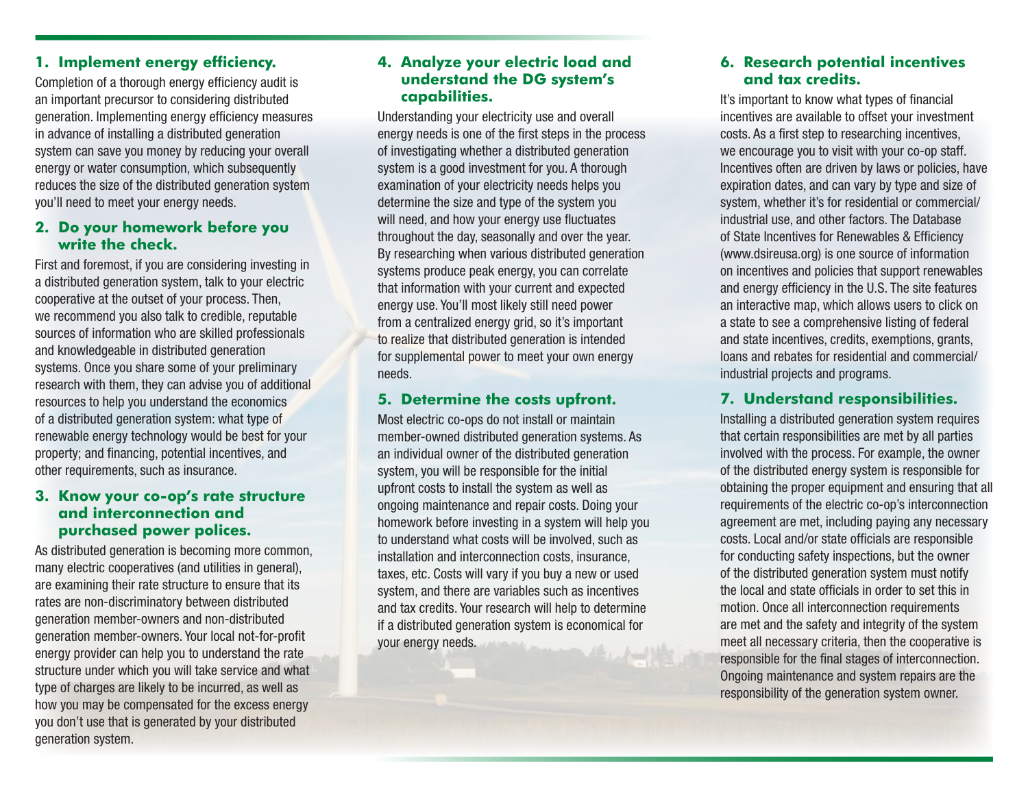## 1. Implement energy efficiency.

Completion of a thorough energy efficiency audit is an important precursor to considering distributed generation. Implementing energy efficiency measures in advance of installing a distributed generation system can save you money by reducing your overall energy or water consumption, which subsequently reduces the size of the distributed generation system you'll need to meet your energy needs.

## 2. Do your homework before you write the check.

First and foremost, if you are considering investing in a distributed generation system, talk to your electric cooperative at the outset of your process. Then, we recommend you also talk to credible, reputable sources of information who are skilled professionals and knowledgeable in distributed generation systems. Once you share some of your preliminary research with them, they can advise you of additional resources to help you understand the economics of a distributed generation system: what type of renewable energy technology would be best for your property; and financing, potential incentives, and other requirements, such as insurance.

## 3. Know your co-op's rate structure and interconnection and purchased power polices.

As distributed generation is becoming more common, many electric cooperatives (and utilities in general), are examining their rate structure to ensure that its rates are non-discriminatory between distributed generation member-owners and non-distributed generation member-owners. Your local not-for-profit energy provider can help you to understand the rate structure under which you will take service and what type of charges are likely to be incurred, as well as how you may be compensated for the excess energy you don't use that is generated by your distributed generation system.

## 4. Analyze your electric load and understand the DG system's capabilities.

Understanding your electricity use and overall energy needs is one of the first steps in the process of investigating whether a distributed generation system is a good investment for you. A thorough examination of your electricity needs helps you determine the size and type of the system you will need, and how your energy use fluctuates throughout the day, seasonally and over the year. By researching when various distributed generation systems produce peak energy, you can correlate that information with your current and expected energy use. You'll most likely still need power from a centralized energy grid, so it's important to realize that distributed generation is intended for supplemental power to meet your own energy needs.

## 5. Determine the costs upfront.

Most electric co-ops do not install or maintain member-owned distributed generation systems. As an individual owner of the distributed generation system, you will be responsible for the initial upfront costs to install the system as well as ongoing maintenance and repair costs. Doing your homework before investing in a system will help you to understand what costs will be involved, such as installation and interconnection costs, insurance, taxes, etc. Costs will vary if you buy a new or used system, and there are variables such as incentives and tax credits. Your research will help to determine if a distributed generation system is economical for your energy needs.

## 6. Research potential incentives and tax credits.

It's important to know what types of financial incentives are available to offset your investment costs. As a first step to researching incentives, we encourage you to visit with your co-op staff. Incentives often are driven by laws or policies, have expiration dates, and can vary by type and size of system, whether it's for residential or commercial/ industrial use, and other factors. The Database of State Incentives for Renewables & Efficiency (www.dsireusa.org) is one source of information on incentives and policies that support renewables and energy efficiency in the U.S. The site features an interactive map, which allows users to click on a state to see a comprehensive listing of federal and state incentives, credits, exemptions, grants, loans and rebates for residential and commercial/ industrial projects and programs.

## 7. Understand responsibilities.

Installing a distributed generation system requires that certain responsibilities are met by all parties involved with the process. For example, the owner of the distributed energy system is responsible for obtaining the proper equipment and ensuring that all requirements of the electric co-op's interconnection agreement are met, including paying any necessary costs. Local and/or state officials are responsible for conducting safety inspections, but the owner of the distributed generation system must notify the local and state officials in order to set this in motion. Once all interconnection requirements are met and the safety and integrity of the system meet all necessary criteria, then the cooperative is responsible for the final stages of interconnection. Ongoing maintenance and system repairs are the responsibility of the generation system owner.